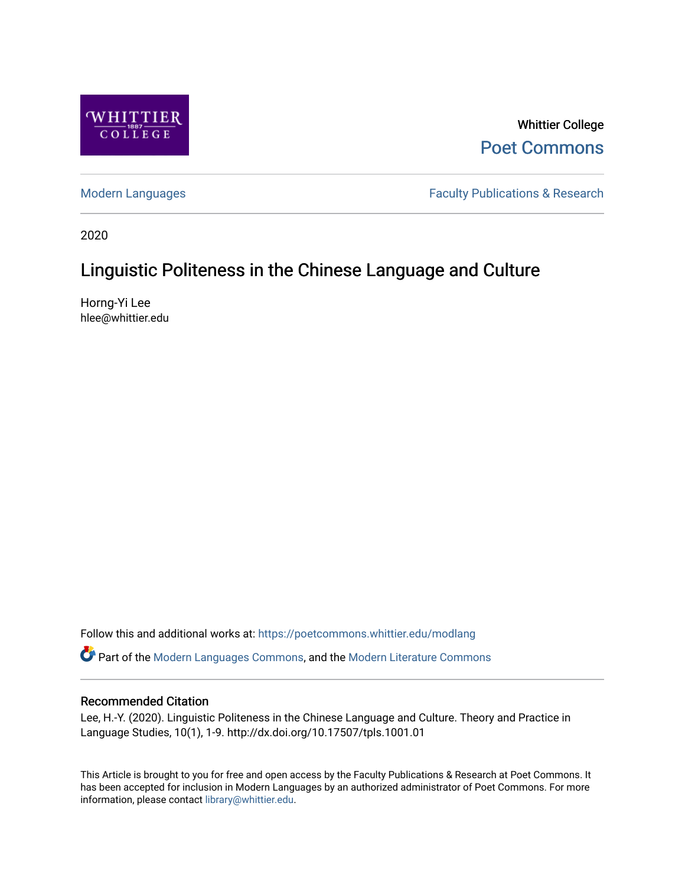Whittier College

Poet Commons

Modern Languages

Faculty Publications & Research

2020

# Linguistic Politeness in the Chinese Language and Culture

Horng-Yi Lee
hlee@whittier.edu

Follow this and additional works at: https://poetcommons.whittier.edu/modlang

Part of the Modern Languages Commons, and the Modern Literature Commons

## Recommended Citation

Lee, H.-Y. (2020). Linguistic Politeness in the Chinese Language and Culture. Theory and Practice in Language Studies, 10(1), 1-9. http://dx.doi.org/10.17507/tpls.1001.01

This Article is brought to you for free and open access by the Faculty Publications & Research at Poet Commons. It has been accepted for inclusion in Modern Languages by an authorized administrator of Poet Commons. For more information, please contact library@whittier.edu.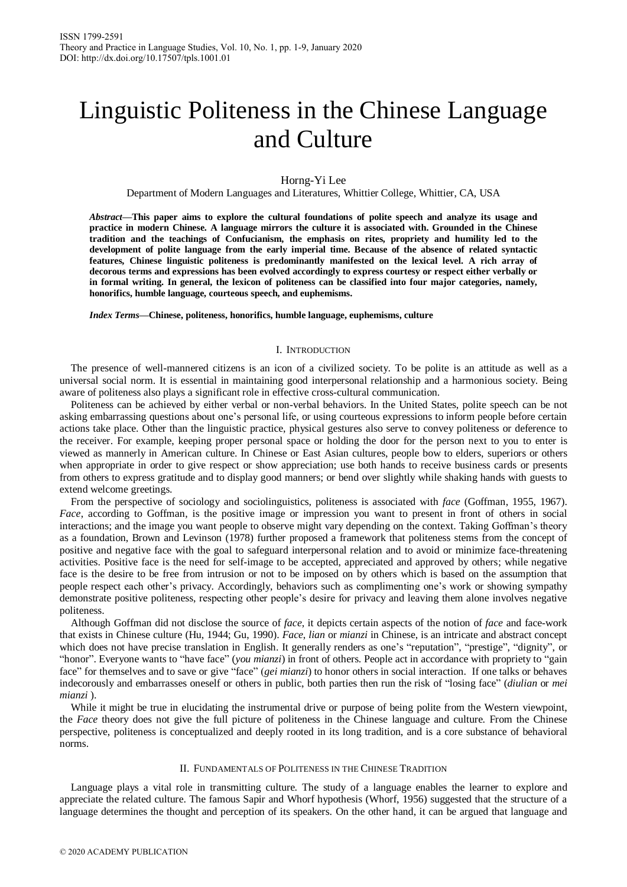# Linguistic Politeness in the Chinese Language and Culture

Horng-Yi Lee

Department of Modern Languages and Literatures, Whittier College, Whittier, CA, USA

***Abstract*—This paper aims to explore the cultural foundations of polite speech and analyze its usage and practice in modern Chinese. A language mirrors the culture it is associated with. Grounded in the Chinese tradition and the teachings of Confucianism, the emphasis on rites, propriety and humility led to the development of polite language from the early imperial time. Because of the absence of related syntactic features, Chinese linguistic politeness is predominantly manifested on the lexical level. A rich array of decorous terms and expressions has been evolved accordingly to express courtesy or respect either verbally or in formal writing. In general, the lexicon of politeness can be classified into four major categories, namely, honorifics, humble language, courteous speech, and euphemisms.**

***Index Terms*—Chinese, politeness, honorifics, humble language, euphemisms, culture**

## I. Introduction

The presence of well-mannered citizens is an icon of a civilized society. To be polite is an attitude as well as a universal social norm. It is essential in maintaining good interpersonal relationship and a harmonious society. Being aware of politeness also plays a significant role in effective cross-cultural communication.

Politeness can be achieved by either verbal or non-verbal behaviors. In the United States, polite speech can be not asking embarrassing questions about one's personal life, or using courteous expressions to inform people before certain actions take place. Other than the linguistic practice, physical gestures also serve to convey politeness or deference to the receiver. For example, keeping proper personal space or holding the door for the person next to you to enter is viewed as mannerly in American culture. In Chinese or East Asian cultures, people bow to elders, superiors or others when appropriate in order to give respect or show appreciation; use both hands to receive business cards or presents from others to express gratitude and to display good manners; or bend over slightly while shaking hands with guests to extend welcome greetings.

From the perspective of sociology and sociolinguistics, politeness is associated with *face* (Goffman, 1955, 1967). *Face*, according to Goffman, is the positive image or impression you want to present in front of others in social interactions; and the image you want people to observe might vary depending on the context. Taking Goffman's theory as a foundation, Brown and Levinson (1978) further proposed a framework that politeness stems from the concept of positive and negative face with the goal to safeguard interpersonal relation and to avoid or minimize face-threatening activities. Positive face is the need for self-image to be accepted, appreciated and approved by others; while negative face is the desire to be free from intrusion or not to be imposed on by others which is based on the assumption that people respect each other's privacy. Accordingly, behaviors such as complimenting one's work or showing sympathy demonstrate positive politeness, respecting other people's desire for privacy and leaving them alone involves negative politeness.

Although Goffman did not disclose the source of *face*, it depicts certain aspects of the notion of *face* and face-work that exists in Chinese culture (Hu, 1944; Gu, 1990). *Face*, *lian* or *mianzi* in Chinese, is an intricate and abstract concept which does not have precise translation in English. It generally renders as one's "reputation", "prestige", "dignity", or "honor". Everyone wants to "have face" (*you mianzi*) in front of others. People act in accordance with propriety to "gain face" for themselves and to save or give "face" (*gei mianzi*) to honor others in social interaction. If one talks or behaves indecorously and embarrasses oneself or others in public, both parties then run the risk of "losing face" (*diulian* or *mei mianzi* ).

While it might be true in elucidating the instrumental drive or purpose of being polite from the Western viewpoint, the *Face* theory does not give the full picture of politeness in the Chinese language and culture. From the Chinese perspective, politeness is conceptualized and deeply rooted in its long tradition, and is a core substance of behavioral norms.

## II. Fundamentals of Politeness in the Chinese Tradition

Language plays a vital role in transmitting culture. The study of a language enables the learner to explore and appreciate the related culture. The famous Sapir and Whorf hypothesis (Whorf, 1956) suggested that the structure of a language determines the thought and perception of its speakers. On the other hand, it can be argued that language and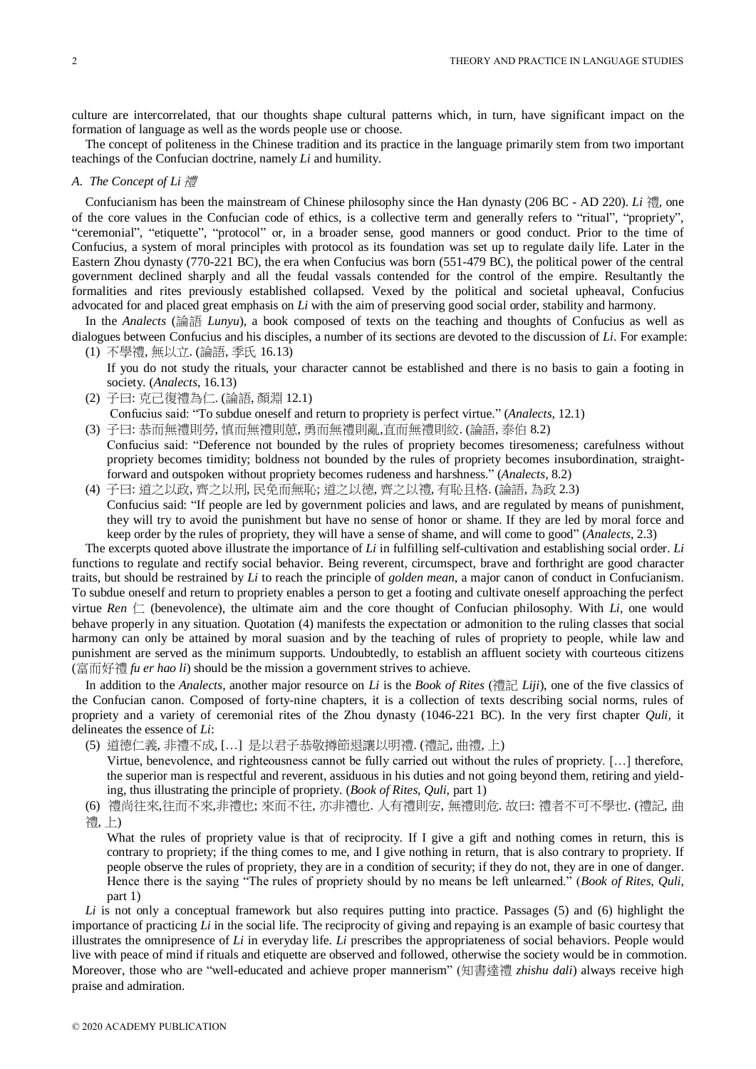culture are intercorrelated, that our thoughts shape cultural patterns which, in turn, have significant impact on the formation of language as well as the words people use or choose.

The concept of politeness in the Chinese tradition and its practice in the language primarily stem from two important teachings of the Confucian doctrine, namely *Li* and humility.

### *A. The Concept of Li 禮*

Confucianism has been the mainstream of Chinese philosophy since the Han dynasty (206 BC - AD 220). *Li* 禮, one of the core values in the Confucian code of ethics, is a collective term and generally refers to "ritual", "propriety", "ceremonial", "etiquette", "protocol" or, in a broader sense, good manners or good conduct. Prior to the time of Confucius, a system of moral principles with protocol as its foundation was set up to regulate daily life. Later in the Eastern Zhou dynasty (770-221 BC), the era when Confucius was born (551-479 BC), the political power of the central government declined sharply and all the feudal vassals contended for the control of the empire. Resultantly the formalities and rites previously established collapsed. Vexed by the political and societal upheaval, Confucius advocated for and placed great emphasis on *Li* with the aim of preserving good social order, stability and harmony.

In the *Analects* (論語 *Lunyu*), a book composed of texts on the teaching and thoughts of Confucius as well as dialogues between Confucius and his disciples, a number of its sections are devoted to the discussion of *Li*. For example:

(1) 不學禮, 無以立. (論語, 季氏 16.13)

If you do not study the rituals, your character cannot be established and there is no basis to gain a footing in society. (*Analects*, 16.13)

(2) 子曰: 克己復禮為仁. (論語, 顏淵 12.1)

Confucius said: "To subdue oneself and return to propriety is perfect virtue." (*Analects*, 12.1)

(3) 子曰: 恭而無禮則勞, 慎而無禮則葸, 勇而無禮則亂,直而無禮則絞. (論語, 泰伯 8.2)

Confucius said: "Deference not bounded by the rules of propriety becomes tiresomeness; carefulness without propriety becomes timidity; boldness not bounded by the rules of propriety becomes insubordination, straight-forward and outspoken without propriety becomes rudeness and harshness." (*Analects*, 8.2)

(4) 子曰: 道之以政, 齊之以刑, 民免而無恥; 道之以德, 齊之以禮, 有恥且格. (論語, 為政 2.3)

Confucius said: "If people are led by government policies and laws, and are regulated by means of punishment, they will try to avoid the punishment but have no sense of honor or shame. If they are led by moral force and keep order by the rules of propriety, they will have a sense of shame, and will come to good" (*Analects*, 2.3)

The excerpts quoted above illustrate the importance of *Li* in fulfilling self-cultivation and establishing social order. *Li* functions to regulate and rectify social behavior. Being reverent, circumspect, brave and forthright are good character traits, but should be restrained by *Li* to reach the principle of *golden mean*, a major canon of conduct in Confucianism. To subdue oneself and return to propriety enables a person to get a footing and cultivate oneself approaching the perfect virtue *Ren* 仁 (benevolence), the ultimate aim and the core thought of Confucian philosophy. With *Li*, one would behave properly in any situation. Quotation (4) manifests the expectation or admonition to the ruling classes that social harmony can only be attained by moral suasion and by the teaching of rules of propriety to people, while law and punishment are served as the minimum supports. Undoubtedly, to establish an affluent society with courteous citizens (富而好禮 *fu er hao li*) should be the mission a government strives to achieve.

In addition to the *Analects*, another major resource on *Li* is the *Book of Rites* (禮記 *Liji*), one of the five classics of the Confucian canon. Composed of forty-nine chapters, it is a collection of texts describing social norms, rules of propriety and a variety of ceremonial rites of the Zhou dynasty (1046-221 BC). In the very first chapter *Quli*, it delineates the essence of *Li*:

(5) 道德仁義, 非禮不成, […] 是以君子恭敬撙節退讓以明禮. (禮記, 曲禮, 上)

Virtue, benevolence, and righteousness cannot be fully carried out without the rules of propriety. […] therefore, the superior man is respectful and reverent, assiduous in his duties and not going beyond them, retiring and yielding, thus illustrating the principle of propriety. (*Book of Rites*, *Quli*, part 1)

(6) 禮尚往來,往而不來,非禮也; 來而不往, 亦非禮也. 人有禮則安, 無禮則危. 故曰: 禮者不可不學也. (禮記, 曲禮, 上)

What the rules of propriety value is that of reciprocity. If I give a gift and nothing comes in return, this is contrary to propriety; if the thing comes to me, and I give nothing in return, that is also contrary to propriety. If people observe the rules of propriety, they are in a condition of security; if they do not, they are in one of danger. Hence there is the saying "The rules of propriety should by no means be left unlearned." (*Book of Rites*, *Quli*, part 1)

*Li* is not only a conceptual framework but also requires putting into practice. Passages (5) and (6) highlight the importance of practicing *Li* in the social life. The reciprocity of giving and repaying is an example of basic courtesy that illustrates the omnipresence of *Li* in everyday life. *Li* prescribes the appropriateness of social behaviors. People would live with peace of mind if rituals and etiquette are observed and followed, otherwise the society would be in commotion. Moreover, those who are "well-educated and achieve proper mannerism" (知書達禮 *zhishu dali*) always receive high praise and admiration.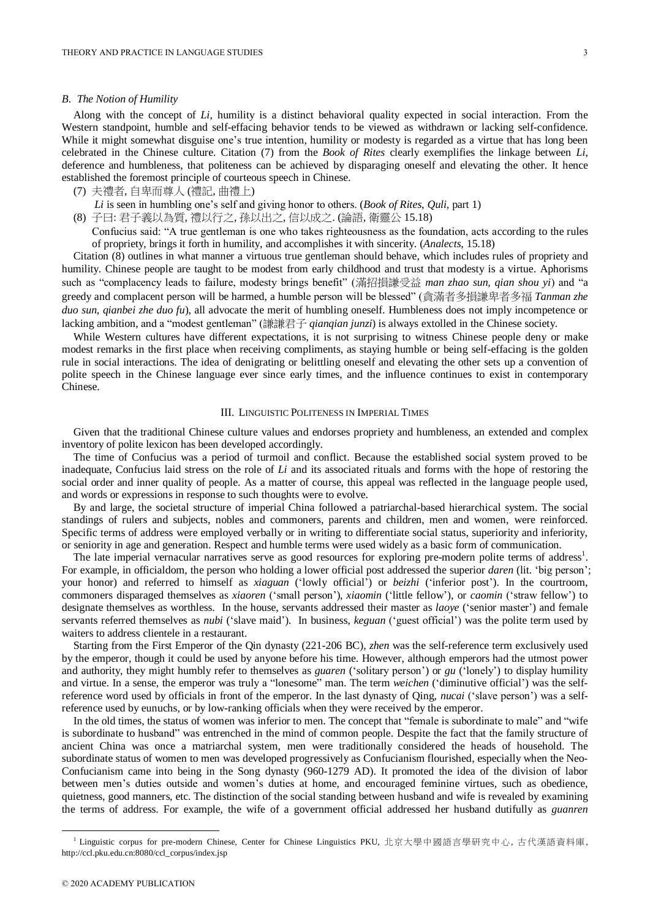### *B. The Notion of Humility*

Along with the concept of *Li*, humility is a distinct behavioral quality expected in social interaction. From the Western standpoint, humble and self-effacing behavior tends to be viewed as withdrawn or lacking self-confidence. While it might somewhat disguise one's true intention, humility or modesty is regarded as a virtue that has long been celebrated in the Chinese culture. Citation (7) from the *Book of Rites* clearly exemplifies the linkage between *Li*, deference and humbleness, that politeness can be achieved by disparaging oneself and elevating the other. It hence established the foremost principle of courteous speech in Chinese.

(7) 夫禮者, 自卑而尊人 (禮記, 曲禮上)

*Li* is seen in humbling one's self and giving honor to others. (*Book of Rites*, *Quli*, part 1)

(8) 子曰: 君子義以為質, 禮以行之, 孫以出之, 信以成之. (論語, 衛靈公 15.18)

Confucius said: "A true gentleman is one who takes righteousness as the foundation, acts according to the rules of propriety, brings it forth in humility, and accomplishes it with sincerity. (*Analects*, 15.18)

Citation (8) outlines in what manner a virtuous true gentleman should behave, which includes rules of propriety and humility. Chinese people are taught to be modest from early childhood and trust that modesty is a virtue. Aphorisms such as "complacency leads to failure, modesty brings benefit" (滿招損謙受益 *man zhao sun, qian shou yi*) and "a greedy and complacent person will be harmed, a humble person will be blessed" (貪滿者多損謙卑者多福 *Tanman zhe duo sun, qianbei zhe duo fu*), all advocate the merit of humbling oneself. Humbleness does not imply incompetence or lacking ambition, and a "modest gentleman" (謙謙君子 *qianqian junzi*) is always extolled in the Chinese society.

While Western cultures have different expectations, it is not surprising to witness Chinese people deny or make modest remarks in the first place when receiving compliments, as staying humble or being self-effacing is the golden rule in social interactions. The idea of denigrating or belittling oneself and elevating the other sets up a convention of polite speech in the Chinese language ever since early times, and the influence continues to exist in contemporary Chinese.

## III. Linguistic Politeness in Imperial Times

Given that the traditional Chinese culture values and endorses propriety and humbleness, an extended and complex inventory of polite lexicon has been developed accordingly.

The time of Confucius was a period of turmoil and conflict. Because the established social system proved to be inadequate, Confucius laid stress on the role of *Li* and its associated rituals and forms with the hope of restoring the social order and inner quality of people. As a matter of course, this appeal was reflected in the language people used, and words or expressions in response to such thoughts were to evolve.

By and large, the societal structure of imperial China followed a patriarchal-based hierarchical system. The social standings of rulers and subjects, nobles and commoners, parents and children, men and women, were reinforced. Specific terms of address were employed verbally or in writing to differentiate social status, superiority and inferiority, or seniority in age and generation. Respect and humble terms were used widely as a basic form of communication.

The late imperial vernacular narratives serve as good resources for exploring pre-modern polite terms of address[1]. For example, in officialdom, the person who holding a lower official post addressed the superior *daren* (lit. 'big person'; your honor) and referred to himself as *xiaguan* ('lowly official') or *beizhi* ('inferior post'). In the courtroom, commoners disparaged themselves as *xiaoren* ('small person'), *xiaomin* ('little fellow'), or *caomin* ('straw fellow') to designate themselves as worthless. In the house, servants addressed their master as *laoye* ('senior master') and female servants referred themselves as *nubi* ('slave maid'). In business, *keguan* ('guest official') was the polite term used by waiters to address clientele in a restaurant.

Starting from the First Emperor of the Qin dynasty (221-206 BC), *zhen* was the self-reference term exclusively used by the emperor, though it could be used by anyone before his time. However, although emperors had the utmost power and authority, they might humbly refer to themselves as *guaren* ('solitary person') or *gu* ('lonely') to display humility and virtue. In a sense, the emperor was truly a "lonesome" man. The term *weichen* ('diminutive official') was the self-reference word used by officials in front of the emperor. In the last dynasty of Qing, *nucai* ('slave person') was a self-reference used by eunuchs, or by low-ranking officials when they were received by the emperor.

In the old times, the status of women was inferior to men. The concept that "female is subordinate to male" and "wife is subordinate to husband" was entrenched in the mind of common people. Despite the fact that the family structure of ancient China was once a matriarchal system, men were traditionally considered the heads of household. The subordinate status of women to men was developed progressively as Confucianism flourished, especially when the Neo-Confucianism came into being in the Song dynasty (960-1279 AD). It promoted the idea of the division of labor between men's duties outside and women's duties at home, and encouraged feminine virtues, such as obedience, quietness, good manners, etc. The distinction of the social standing between husband and wife is revealed by examining the terms of address. For example, the wife of a government official addressed her husband dutifully as *guanren*

---

[1] Linguistic corpus for pre-modern Chinese, Center for Chinese Linguistics PKU, 北京大學中國語言學研究中心, 古代漢語資料庫, http://ccl.pku.edu.cn:8080/ccl_corpus/index.jsp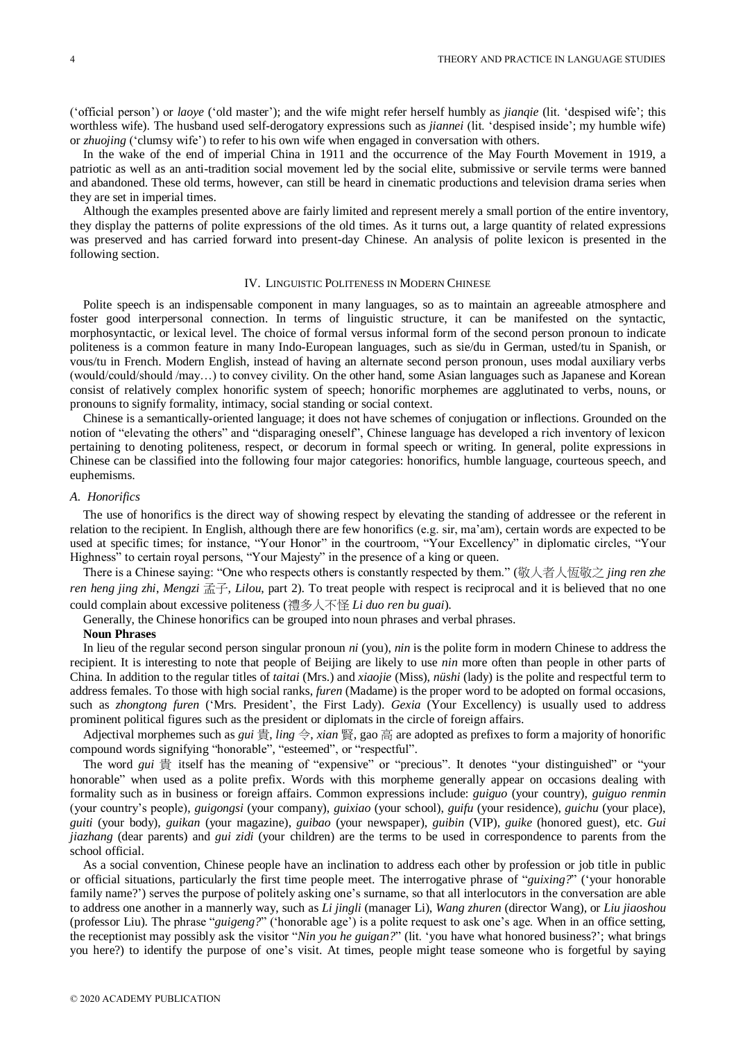('official person') or *laoye* ('old master'); and the wife might refer herself humbly as *jianqie* (lit. 'despised wife'; this worthless wife). The husband used self-derogatory expressions such as *jiannei* (lit. 'despised inside'; my humble wife) or *zhuojing* ('clumsy wife') to refer to his own wife when engaged in conversation with others.

In the wake of the end of imperial China in 1911 and the occurrence of the May Fourth Movement in 1919, a patriotic as well as an anti-tradition social movement led by the social elite, submissive or servile terms were banned and abandoned. These old terms, however, can still be heard in cinematic productions and television drama series when they are set in imperial times.

Although the examples presented above are fairly limited and represent merely a small portion of the entire inventory, they display the patterns of polite expressions of the old times. As it turns out, a large quantity of related expressions was preserved and has carried forward into present-day Chinese. An analysis of polite lexicon is presented in the following section.

## IV. Linguistic Politeness in Modern Chinese

Polite speech is an indispensable component in many languages, so as to maintain an agreeable atmosphere and foster good interpersonal connection. In terms of linguistic structure, it can be manifested on the syntactic, morphosyntactic, or lexical level. The choice of formal versus informal form of the second person pronoun to indicate politeness is a common feature in many Indo-European languages, such as sie/du in German, usted/tu in Spanish, or vous/tu in French. Modern English, instead of having an alternate second person pronoun, uses modal auxiliary verbs (would/could/should /may…) to convey civility. On the other hand, some Asian languages such as Japanese and Korean consist of relatively complex honorific system of speech; honorific morphemes are agglutinated to verbs, nouns, or pronouns to signify formality, intimacy, social standing or social context.

Chinese is a semantically-oriented language; it does not have schemes of conjugation or inflections. Grounded on the notion of "elevating the others" and "disparaging oneself", Chinese language has developed a rich inventory of lexicon pertaining to denoting politeness, respect, or decorum in formal speech or writing. In general, polite expressions in Chinese can be classified into the following four major categories: honorifics, humble language, courteous speech, and euphemisms.

### *A. Honorifics*

The use of honorifics is the direct way of showing respect by elevating the standing of addressee or the referent in relation to the recipient. In English, although there are few honorifics (e.g. sir, ma'am), certain words are expected to be used at specific times; for instance, "Your Honor" in the courtroom, "Your Excellency" in diplomatic circles, "Your Highness" to certain royal persons, "Your Majesty" in the presence of a king or queen.

There is a Chinese saying: "One who respects others is constantly respected by them." (敬人者人恆敬之 *jing ren zhe ren heng jing zhi*, *Mengzi* 孟子, *Lilou*, part 2). To treat people with respect is reciprocal and it is believed that no one could complain about excessive politeness (禮多人不怪 *Li duo ren bu guai*).

Generally, the Chinese honorifics can be grouped into noun phrases and verbal phrases.

**Noun Phrases**

In lieu of the regular second person singular pronoun *ni* (you), *nin* is the polite form in modern Chinese to address the recipient. It is interesting to note that people of Beijing are likely to use *nin* more often than people in other parts of China. In addition to the regular titles of *taitai* (Mrs.) and *xiaojie* (Miss), *nüshi* (lady) is the polite and respectful term to address females. To those with high social ranks, *furen* (Madame) is the proper word to be adopted on formal occasions, such as *zhongtong furen* ('Mrs. President', the First Lady). *Gexia* (Your Excellency) is usually used to address prominent political figures such as the president or diplomats in the circle of foreign affairs.

Adjectival morphemes such as *gui* 貴, *ling* 令, *xian* 賢, gao 高 are adopted as prefixes to form a majority of honorific compound words signifying "honorable", "esteemed", or "respectful".

The word *gui* 貴 itself has the meaning of "expensive" or "precious". It denotes "your distinguished" or "your honorable" when used as a polite prefix. Words with this morpheme generally appear on occasions dealing with formality such as in business or foreign affairs. Common expressions include: *guiguo* (your country), *guiguo renmin* (your country's people), *guigongsi* (your company), *guixiao* (your school), *guifu* (your residence), *guichu* (your place), *guiti* (your body), *guikan* (your magazine), *guibao* (your newspaper), *guibin* (VIP), *guike* (honored guest), etc. *Gui jiazhang* (dear parents) and *gui zidi* (your children) are the terms to be used in correspondence to parents from the school official.

As a social convention, Chinese people have an inclination to address each other by profession or job title in public or official situations, particularly the first time people meet. The interrogative phrase of "*guixing?*" ('your honorable family name?') serves the purpose of politely asking one's surname, so that all interlocutors in the conversation are able to address one another in a mannerly way, such as *Li jingli* (manager Li), *Wang zhuren* (director Wang), or *Liu jiaoshou* (professor Liu). The phrase "*guigeng?*" ('honorable age') is a polite request to ask one's age. When in an office setting, the receptionist may possibly ask the visitor "*Nin you he guigan?*" (lit. 'you have what honored business?'; what brings you here?) to identify the purpose of one's visit. At times, people might tease someone who is forgetful by saying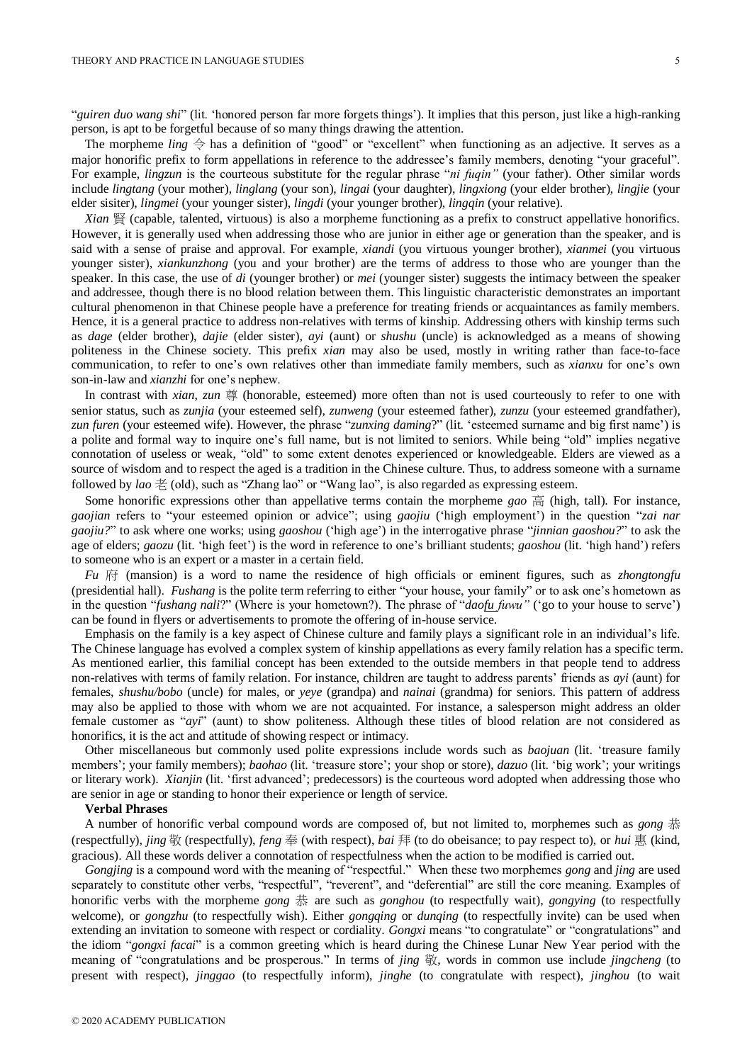"*guiren duo wang shi*" (lit. 'honored person far more forgets things'). It implies that this person, just like a high-ranking person, is apt to be forgetful because of so many things drawing the attention.

The morpheme *ling* 令 has a definition of "good" or "excellent" when functioning as an adjective. It serves as a major honorific prefix to form appellations in reference to the addressee's family members, denoting "your graceful". For example, *lingzun* is the courteous substitute for the regular phrase "*ni fuqin"* (your father). Other similar words include *lingtang* (your mother), *linglang* (your son), *lingai* (your daughter), *lingxiong* (your elder brother), *lingjie* (your elder sisiter), *lingmei* (your younger sister), *lingdi* (your younger brother), *lingqin* (your relative).

*Xian* 賢 (capable, talented, virtuous) is also a morpheme functioning as a prefix to construct appellative honorifics. However, it is generally used when addressing those who are junior in either age or generation than the speaker, and is said with a sense of praise and approval. For example, *xiandi* (you virtuous younger brother), *xianmei* (you virtuous younger sister), *xiankunzhong* (you and your brother) are the terms of address to those who are younger than the speaker. In this case, the use of *di* (younger brother) or *mei* (younger sister) suggests the intimacy between the speaker and addressee, though there is no blood relation between them. This linguistic characteristic demonstrates an important cultural phenomenon in that Chinese people have a preference for treating friends or acquaintances as family members. Hence, it is a general practice to address non-relatives with terms of kinship. Addressing others with kinship terms such as *dage* (elder brother), *dajie* (elder sister), *ayi* (aunt) or *shushu* (uncle) is acknowledged as a means of showing politeness in the Chinese society. This prefix *xian* may also be used, mostly in writing rather than face-to-face communication, to refer to one's own relatives other than immediate family members, such as *xianxu* for one's own son-in-law and *xianzhi* for one's nephew.

In contrast with *xian*, *zun* 尊 (honorable, esteemed) more often than not is used courteously to refer to one with senior status, such as *zunjia* (your esteemed self), *zunweng* (your esteemed father), *zunzu* (your esteemed grandfather), *zun furen* (your esteemed wife). However, the phrase "*zunxing daming*?" (lit. 'esteemed surname and big first name') is a polite and formal way to inquire one's full name, but is not limited to seniors. While being "old" implies negative connotation of useless or weak, "old" to some extent denotes experienced or knowledgeable. Elders are viewed as a source of wisdom and to respect the aged is a tradition in the Chinese culture. Thus, to address someone with a surname followed by *lao* 老 (old), such as "Zhang lao" or "Wang lao", is also regarded as expressing esteem.

Some honorific expressions other than appellative terms contain the morpheme *gao* 高 (high, tall). For instance, *gaojian* refers to "your esteemed opinion or advice"; using *gaojiu* ('high employment') in the question "*zai nar gaojiu?*" to ask where one works; using *gaoshou* ('high age') in the interrogative phrase "*jinnian gaoshou?*" to ask the age of elders; *gaozu* (lit. 'high feet') is the word in reference to one's brilliant students; *gaoshou* (lit. 'high hand') refers to someone who is an expert or a master in a certain field.

*Fu* 府 (mansion) is a word to name the residence of high officials or eminent figures, such as *zhongtongfu* (presidential hall). *Fushang* is the polite term referring to either "your house, your family" or to ask one's hometown as in the question "*fushang nali*?" (Where is your hometown?). The phrase of "*daofu fuwu"* ('go to your house to serve') can be found in flyers or advertisements to promote the offering of in-house service.

Emphasis on the family is a key aspect of Chinese culture and family plays a significant role in an individual's life. The Chinese language has evolved a complex system of kinship appellations as every family relation has a specific term. As mentioned earlier, this familial concept has been extended to the outside members in that people tend to address non-relatives with terms of family relation. For instance, children are taught to address parents' friends as *ayi* (aunt) for females, *shushu/bobo* (uncle) for males, or *yeye* (grandpa) and *nainai* (grandma) for seniors. This pattern of address may also be applied to those with whom we are not acquainted. For instance, a salesperson might address an older female customer as "*ayi*" (aunt) to show politeness. Although these titles of blood relation are not considered as honorifics, it is the act and attitude of showing respect or intimacy.

Other miscellaneous but commonly used polite expressions include words such as *baojuan* (lit. 'treasure family members'; your family members); *baohao* (lit. 'treasure store'; your shop or store), *dazuo* (lit. 'big work'; your writings or literary work). *Xianjin* (lit. 'first advanced'; predecessors) is the courteous word adopted when addressing those who are senior in age or standing to honor their experience or length of service.

**Verbal Phrases**

A number of honorific verbal compound words are composed of, but not limited to, morphemes such as *gong* 恭 (respectfully), *jing* 敬 (respectfully), *feng* 奉 (with respect), *bai* 拜 (to do obeisance; to pay respect to), or *hui* 惠 (kind, gracious). All these words deliver a connotation of respectfulness when the action to be modified is carried out.

*Gongjing* is a compound word with the meaning of "respectful." When these two morphemes *gong* and *jing* are used separately to constitute other verbs, "respectful", "reverent", and "deferential" are still the core meaning. Examples of honorific verbs with the morpheme *gong* 恭 are such as *gonghou* (to respectfully wait), *gongying* (to respectfully welcome), or *gongzhu* (to respectfully wish). Either *gongqing* or *dunqing* (to respectfully invite) can be used when extending an invitation to someone with respect or cordiality. *Gongxi* means "to congratulate" or "congratulations" and the idiom "*gongxi facai*" is a common greeting which is heard during the Chinese Lunar New Year period with the meaning of "congratulations and be prosperous." In terms of *jing* 敬, words in common use include *jingcheng* (to present with respect), *jinggao* (to respectfully inform), *jinghe* (to congratulate with respect), *jinghou* (to wait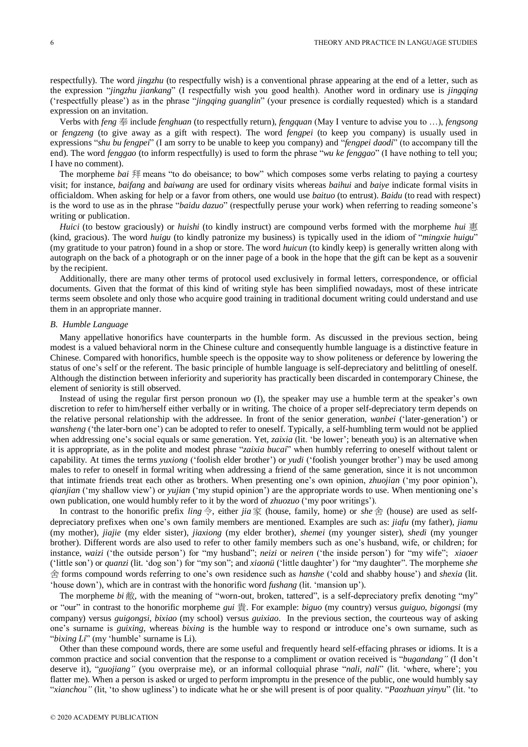respectfully). The word *jingzhu* (to respectfully wish) is a conventional phrase appearing at the end of a letter, such as the expression "*jingzhu jiankang*" (I respectfully wish you good health). Another word in ordinary use is *jingqing* ('respectfully please') as in the phrase "*jingqing guanglin*" (your presence is cordially requested) which is a standard expression on an invitation.

Verbs with *feng* 奉 include *fenghuan* (to respectfully return), *fengquan* (May I venture to advise you to …), *fengsong* or *fengzeng* (to give away as a gift with respect). The word *fengpei* (to keep you company) is usually used in expressions "*shu bu fengpei*" (I am sorry to be unable to keep you company) and "*fengpei daodi*" (to accompany till the end). The word *fenggao* (to inform respectfully) is used to form the phrase "*wu ke fenggao*" (I have nothing to tell you; I have no comment).

The morpheme *bai* 拜 means "to do obeisance; to bow" which composes some verbs relating to paying a courtesy visit; for instance, *baifang* and *baiwang* are used for ordinary visits whereas *baihui* and *baiye* indicate formal visits in officialdom. When asking for help or a favor from others, one would use *baituo* (to entrust). *Baidu* (to read with respect) is the word to use as in the phrase "*baidu dazuo*" (respectfully peruse your work) when referring to reading someone's writing or publication.

*Huici* (to bestow graciously) or *huishi* (to kindly instruct) are compound verbs formed with the morpheme *hui* 惠 (kind, gracious). The word *huigu* (to kindly patronize my business) is typically used in the idiom of "*mingxie huigu*" (my gratitude to your patron) found in a shop or store. The word *huicun* (to kindly keep) is generally written along with autograph on the back of a photograph or on the inner page of a book in the hope that the gift can be kept as a souvenir by the recipient.

Additionally, there are many other terms of protocol used exclusively in formal letters, correspondence, or official documents. Given that the format of this kind of writing style has been simplified nowadays, most of these intricate terms seem obsolete and only those who acquire good training in traditional document writing could understand and use them in an appropriate manner.

### *B. Humble Language*

Many appellative honorifics have counterparts in the humble form. As discussed in the previous section, being modest is a valued behavioral norm in the Chinese culture and consequently humble language is a distinctive feature in Chinese. Compared with honorifics, humble speech is the opposite way to show politeness or deference by lowering the status of one's self or the referent. The basic principle of humble language is self-depreciatory and belittling of oneself. Although the distinction between inferiority and superiority has practically been discarded in contemporary Chinese, the element of seniority is still observed.

Instead of using the regular first person pronoun *wo* (I), the speaker may use a humble term at the speaker's own discretion to refer to him/herself either verbally or in writing. The choice of a proper self-depreciatory term depends on the relative personal relationship with the addressee. In front of the senior generation, *wanbei* ('later-generation') or *wansheng* ('the later-born one') can be adopted to refer to oneself. Typically, a self-humbling term would not be applied when addressing one's social equals or same generation. Yet, *zaixia* (lit. 'be lower'; beneath you) is an alternative when it is appropriate, as in the polite and modest phrase "*zaixia bucai*" when humbly referring to oneself without talent or capability. At times the terms *yuxiong* ('foolish elder brother') or *yudi* ('foolish younger brother') may be used among males to refer to oneself in formal writing when addressing a friend of the same generation, since it is not uncommon that intimate friends treat each other as brothers. When presenting one's own opinion, *zhuojian* ('my poor opinion'), *qianjian* ('my shallow view') or *yujian* ('my stupid opinion') are the appropriate words to use. When mentioning one's own publication, one would humbly refer to it by the word of *zhuozuo* ('my poor writings').

In contrast to the honorific prefix *ling* 令, either *jia* 家 (house, family, home) or *she* 舍 (house) are used as self-depreciatory prefixes when one's own family members are mentioned. Examples are such as: *jiafu* (my father), *jiamu* (my mother), *jiajie* (my elder sister), *jiaxiong* (my elder brother), *shemei* (my younger sister), *shedi* (my younger brother). Different words are also used to refer to other family members such as one's husband, wife, or children; for instance, *waizi* ('the outside person') for "my husband"; *neizi* or *neiren* ('the inside person') for "my wife"; *xiaoer* ('little son') or *quanzi* (lit. 'dog son') for "my son"; and *xiaonü* ('little daughter') for "my daughter". The morpheme *she* 舍 forms compound words referring to one's own residence such as *hanshe* ('cold and shabby house') and *shexia* (lit. 'house down'), which are in contrast with the honorific word *fushang* (lit. 'mansion up').

The morpheme *bi* 敝, with the meaning of "worn-out, broken, tattered", is a self-depreciatory prefix denoting "my" or "our" in contrast to the honorific morpheme *gui* 貴. For example: *biguo* (my country) versus *guiguo*, *bigongsi* (my company) versus *guigongsi*, *bixiao* (my school) versus *guixiao*. In the previous section, the courteous way of asking one's surname is *guixing*, whereas *bixing* is the humble way to respond or introduce one's own surname, such as "*bixing Li*" (my 'humble' surname is Li).

Other than these compound words, there are some useful and frequently heard self-effacing phrases or idioms. It is a common practice and social convention that the response to a compliment or ovation received is "*bugandang"* (I don't deserve it), "*guojiang"* (you overpraise me), or an informal colloquial phrase "*nali, nali*" (lit. 'where, where'; you flatter me). When a person is asked or urged to perform impromptu in the presence of the public, one would humbly say "*xianchou"* (lit, 'to show ugliness') to indicate what he or she will present is of poor quality. "*Paozhuan yinyu*" (lit. 'to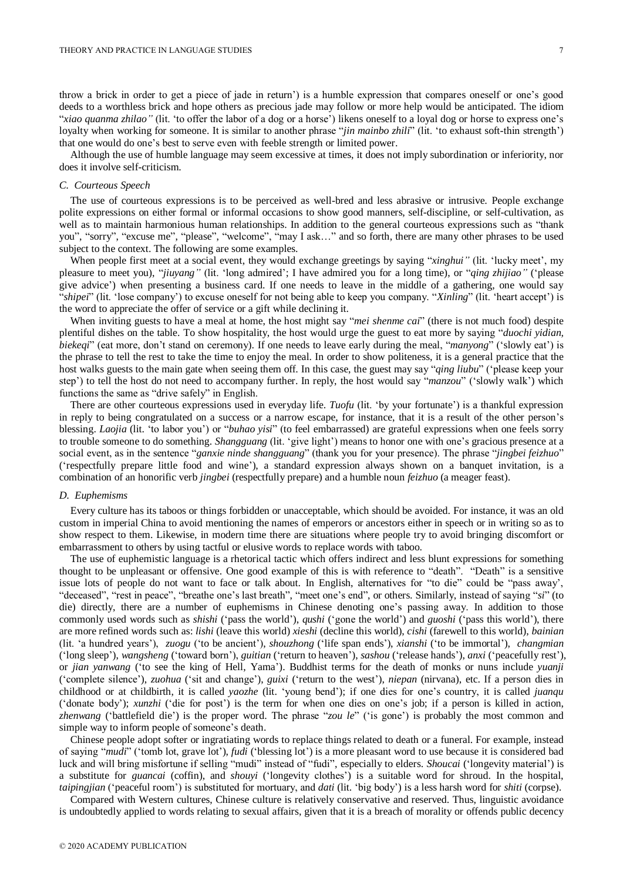throw a brick in order to get a piece of jade in return') is a humble expression that compares oneself or one's good deeds to a worthless brick and hope others as precious jade may follow or more help would be anticipated. The idiom "*xiao quanma zhilao"* (lit. 'to offer the labor of a dog or a horse') likens oneself to a loyal dog or horse to express one's loyalty when working for someone. It is similar to another phrase "*jin mainbo zhili*" (lit. 'to exhaust soft-thin strength') that one would do one's best to serve even with feeble strength or limited power.

Although the use of humble language may seem excessive at times, it does not imply subordination or inferiority, nor does it involve self-criticism.

### *C. Courteous Speech*

The use of courteous expressions is to be perceived as well-bred and less abrasive or intrusive. People exchange polite expressions on either formal or informal occasions to show good manners, self-discipline, or self-cultivation, as well as to maintain harmonious human relationships. In addition to the general courteous expressions such as "thank you", "sorry", "excuse me", "please", "welcome", "may I ask…" and so forth, there are many other phrases to be used subject to the context. The following are some examples.

When people first meet at a social event, they would exchange greetings by saying "*xinghui"* (lit. 'lucky meet', my pleasure to meet you), "*jiuyang"* (lit. 'long admired'; I have admired you for a long time), or "*qing zhijiao"* ('please give advice') when presenting a business card. If one needs to leave in the middle of a gathering, one would say "*shipei*" (lit. 'lose company') to excuse oneself for not being able to keep you company. "*Xinling*" (lit. 'heart accept') is the word to appreciate the offer of service or a gift while declining it.

When inviting guests to have a meal at home, the host might say "*mei shenme cai*" (there is not much food) despite plentiful dishes on the table. To show hospitality, the host would urge the guest to eat more by saying "*duochi yidian, biekeqi*" (eat more, don't stand on ceremony). If one needs to leave early during the meal, "*manyong*" ('slowly eat') is the phrase to tell the rest to take the time to enjoy the meal. In order to show politeness, it is a general practice that the host walks guests to the main gate when seeing them off. In this case, the guest may say "*qing liubu*" ('please keep your step') to tell the host do not need to accompany further. In reply, the host would say "*manzou*" ('slowly walk') which functions the same as "drive safely" in English.

There are other courteous expressions used in everyday life. *Tuofu* (lit. 'by your fortunate') is a thankful expression in reply to being congratulated on a success or a narrow escape, for instance, that it is a result of the other person's blessing. *Laojia* (lit. 'to labor you') or "*buhao yisi*" (to feel embarrassed) are grateful expressions when one feels sorry to trouble someone to do something. *Shangguang* (lit. 'give light') means to honor one with one's gracious presence at a social event, as in the sentence "*ganxie ninde shangguang*" (thank you for your presence). The phrase "*jingbei feizhuo*" ('respectfully prepare little food and wine'), a standard expression always shown on a banquet invitation, is a combination of an honorific verb *jingbei* (respectfully prepare) and a humble noun *feizhuo* (a meager feast).

### *D. Euphemisms*

Every culture has its taboos or things forbidden or unacceptable, which should be avoided. For instance, it was an old custom in imperial China to avoid mentioning the names of emperors or ancestors either in speech or in writing so as to show respect to them. Likewise, in modern time there are situations where people try to avoid bringing discomfort or embarrassment to others by using tactful or elusive words to replace words with taboo.

The use of euphemistic language is a rhetorical tactic which offers indirect and less blunt expressions for something thought to be unpleasant or offensive. One good example of this is with reference to "death". "Death" is a sensitive issue lots of people do not want to face or talk about. In English, alternatives for "to die" could be "pass away', "deceased", "rest in peace", "breathe one's last breath", "meet one's end", or others. Similarly, instead of saying "*si*" (to die) directly, there are a number of euphemisms in Chinese denoting one's passing away. In addition to those commonly used words such as *shishi* ('pass the world'), *qushi* ('gone the world') and *guoshi* ('pass this world'), there are more refined words such as: *lishi* (leave this world) *xieshi* (decline this world), *cishi* (farewell to this world), *bainian* (lit. 'a hundred years'), *zuogu* ('to be ancient'), *shouzhong* ('life span ends'), *xianshi* ('to be immortal'), *changmian* ('long sleep'), *wangsheng* ('toward born'), *guitian* ('return to heaven'), *sashou* ('release hands'), *anxi* ('peacefully rest'), or *jian yanwang* ('to see the king of Hell, Yama'). Buddhist terms for the death of monks or nuns include *yuanji* ('complete silence'), *zuohua* ('sit and change'), *guixi* ('return to the west'), *niepan* (nirvana), etc. If a person dies in childhood or at childbirth, it is called *yaozhe* (lit. 'young bend'); if one dies for one's country, it is called *juanqu* ('donate body'); *xunzhi* ('die for post') is the term for when one dies on one's job; if a person is killed in action, *zhenwang* ('battlefield die') is the proper word. The phrase "*zou le*" ('is gone') is probably the most common and simple way to inform people of someone's death.

Chinese people adopt softer or ingratiating words to replace things related to death or a funeral. For example, instead of saying "*mudi*" ('tomb lot, grave lot'), *fudi* ('blessing lot') is a more pleasant word to use because it is considered bad luck and will bring misfortune if selling "mudi" instead of "fudi", especially to elders. *Shoucai* ('longevity material') is a substitute for *guancai* (coffin), and *shouyi* ('longevity clothes') is a suitable word for shroud. In the hospital, *taipingjian* ('peaceful room') is substituted for mortuary, and *dati* (lit. 'big body') is a less harsh word for *shiti* (corpse).

Compared with Western cultures, Chinese culture is relatively conservative and reserved. Thus, linguistic avoidance is undoubtedly applied to words relating to sexual affairs, given that it is a breach of morality or offends public decency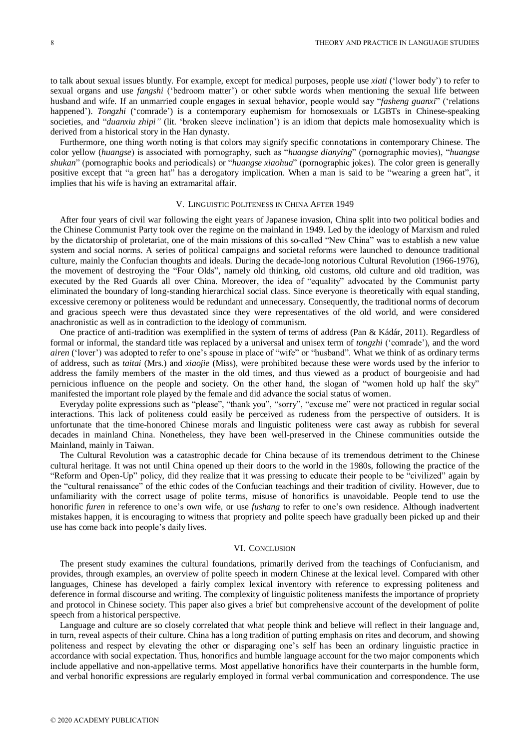to talk about sexual issues bluntly. For example, except for medical purposes, people use *xiati* ('lower body') to refer to sexual organs and use *fangshi* ('bedroom matter') or other subtle words when mentioning the sexual life between husband and wife. If an unmarried couple engages in sexual behavior, people would say "*fasheng guanxi*" ('relations happened'). *Tongzhi* ('comrade') is a contemporary euphemism for homosexuals or LGBTs in Chinese-speaking societies, and "*duanxiu zhipi"* (lit. 'broken sleeve inclination') is an idiom that depicts male homosexuality which is derived from a historical story in the Han dynasty.

Furthermore, one thing worth noting is that colors may signify specific connotations in contemporary Chinese. The color yellow (*huangse*) is associated with pornography, such as "*huangse dianying*" (pornographic movies), "*huangse shukan*" (pornographic books and periodicals) or "*huangse xiaohua*" (pornographic jokes). The color green is generally positive except that "a green hat" has a derogatory implication. When a man is said to be "wearing a green hat", it implies that his wife is having an extramarital affair.

## V. Linguistic Politeness in China After 1949

After four years of civil war following the eight years of Japanese invasion, China split into two political bodies and the Chinese Communist Party took over the regime on the mainland in 1949. Led by the ideology of Marxism and ruled by the dictatorship of proletariat, one of the main missions of this so-called "New China" was to establish a new value system and social norms. A series of political campaigns and societal reforms were launched to denounce traditional culture, mainly the Confucian thoughts and ideals. During the decade-long notorious Cultural Revolution (1966-1976), the movement of destroying the "Four Olds", namely old thinking, old customs, old culture and old tradition, was executed by the Red Guards all over China. Moreover, the idea of "equality" advocated by the Communist party eliminated the boundary of long-standing hierarchical social class. Since everyone is theoretically with equal standing, excessive ceremony or politeness would be redundant and unnecessary. Consequently, the traditional norms of decorum and gracious speech were thus devastated since they were representatives of the old world, and were considered anachronistic as well as in contradiction to the ideology of communism.

One practice of anti-tradition was exemplified in the system of terms of address (Pan & Kádár, 2011). Regardless of formal or informal, the standard title was replaced by a universal and unisex term of *tongzhi* ('comrade'), and the word *airen* ('lover') was adopted to refer to one's spouse in place of "wife" or "husband". What we think of as ordinary terms of address, such as *taitai* (Mrs.) and *xiaojie* (Miss), were prohibited because these were words used by the inferior to address the family members of the master in the old times, and thus viewed as a product of bourgeoisie and had pernicious influence on the people and society. On the other hand, the slogan of "women hold up half the sky" manifested the important role played by the female and did advance the social status of women.

Everyday polite expressions such as "please", "thank you", "sorry", "excuse me" were not practiced in regular social interactions. This lack of politeness could easily be perceived as rudeness from the perspective of outsiders. It is unfortunate that the time-honored Chinese morals and linguistic politeness were cast away as rubbish for several decades in mainland China. Nonetheless, they have been well-preserved in the Chinese communities outside the Mainland, mainly in Taiwan.

The Cultural Revolution was a catastrophic decade for China because of its tremendous detriment to the Chinese cultural heritage. It was not until China opened up their doors to the world in the 1980s, following the practice of the "Reform and Open-Up" policy, did they realize that it was pressing to educate their people to be "civilized" again by the "cultural renaissance" of the ethic codes of the Confucian teachings and their tradition of civility. However, due to unfamiliarity with the correct usage of polite terms, misuse of honorifics is unavoidable. People tend to use the honorific *furen* in reference to one's own wife, or use *fushang* to refer to one's own residence. Although inadvertent mistakes happen, it is encouraging to witness that propriety and polite speech have gradually been picked up and their use has come back into people's daily lives.

## VI. Conclusion

The present study examines the cultural foundations, primarily derived from the teachings of Confucianism, and provides, through examples, an overview of polite speech in modern Chinese at the lexical level. Compared with other languages, Chinese has developed a fairly complex lexical inventory with reference to expressing politeness and deference in formal discourse and writing. The complexity of linguistic politeness manifests the importance of propriety and protocol in Chinese society. This paper also gives a brief but comprehensive account of the development of polite speech from a historical perspective.

Language and culture are so closely correlated that what people think and believe will reflect in their language and, in turn, reveal aspects of their culture. China has a long tradition of putting emphasis on rites and decorum, and showing politeness and respect by elevating the other or disparaging one's self has been an ordinary linguistic practice in accordance with social expectation. Thus, honorifics and humble language account for the two major components which include appellative and non-appellative terms. Most appellative honorifics have their counterparts in the humble form, and verbal honorific expressions are regularly employed in formal verbal communication and correspondence. The use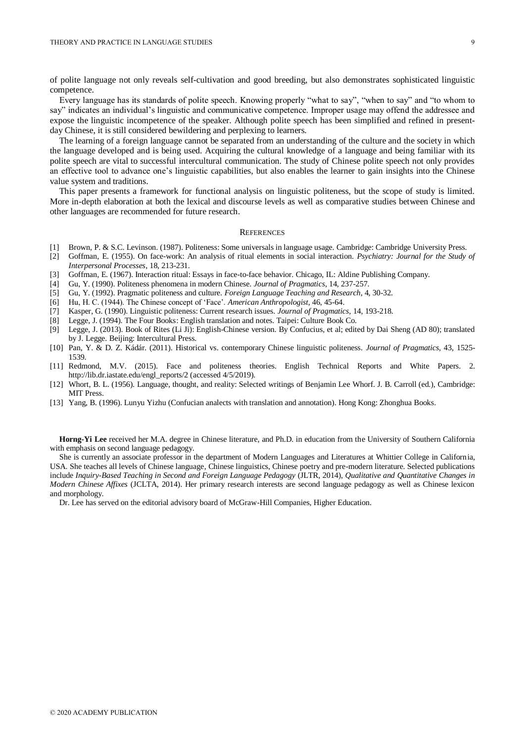of polite language not only reveals self-cultivation and good breeding, but also demonstrates sophisticated linguistic competence.

Every language has its standards of polite speech. Knowing properly "what to say", "when to say" and "to whom to say" indicates an individual's linguistic and communicative competence. Improper usage may offend the addressee and expose the linguistic incompetence of the speaker. Although polite speech has been simplified and refined in present-day Chinese, it is still considered bewildering and perplexing to learners.

The learning of a foreign language cannot be separated from an understanding of the culture and the society in which the language developed and is being used. Acquiring the cultural knowledge of a language and being familiar with its polite speech are vital to successful intercultural communication. The study of Chinese polite speech not only provides an effective tool to advance one's linguistic capabilities, but also enables the learner to gain insights into the Chinese value system and traditions.

This paper presents a framework for functional analysis on linguistic politeness, but the scope of study is limited. More in-depth elaboration at both the lexical and discourse levels as well as comparative studies between Chinese and other languages are recommended for future research.

## REFERENCES

[1] Brown, P. & S.C. Levinson. (1987). Politeness: Some universals in language usage. Cambridge: Cambridge University Press.

[2] Goffman, E. (1955). On face-work: An analysis of ritual elements in social interaction. *Psychiatry: Journal for the Study of Interpersonal Processes*, 18, 213-231.

[3] Goffman, E. (1967). Interaction ritual: Essays in face-to-face behavior. Chicago, IL: Aldine Publishing Company.

[4] Gu, Y. (1990). Politeness phenomena in modern Chinese. *Journal of Pragmatics*, 14, 237-257.

[5] Gu, Y. (1992). Pragmatic politeness and culture. *Foreign Language Teaching and Research*, 4, 30-32.

[6] Hu, H. C. (1944). The Chinese concept of 'Face'. *American Anthropologist*, 46, 45-64.

[7] Kasper, G. (1990). Linguistic politeness: Current research issues. *Journal of Pragmatics*, 14, 193-218.

[8] Legge, J. (1994). The Four Books: English translation and notes. Taipei: Culture Book Co.

[9] Legge, J. (2013). Book of Rites (Li Ji): English-Chinese version. By Confucius, et al; edited by Dai Sheng (AD 80); translated by J. Legge. Beijing: Intercultural Press.

[10] Pan, Y. & D. Z. Kádár. (2011). Historical vs. contemporary Chinese linguistic politeness. *Journal of Pragmatics*, 43, 1525-1539.

[11] Redmond, M.V. (2015). Face and politeness theories. English Technical Reports and White Papers. 2. http://lib.dr.iastate.edu/engl_reports/2 (accessed 4/5/2019).

[12] Whort, B. L. (1956). Language, thought, and reality: Selected writings of Benjamin Lee Whorf. J. B. Carroll (ed.), Cambridge: MIT Press.

[13] Yang, B. (1996). Lunyu Yizhu (Confucian analects with translation and annotation). Hong Kong: Zhonghua Books.

**Horng-Yi Lee** received her M.A. degree in Chinese literature, and Ph.D. in education from the University of Southern California with emphasis on second language pedagogy.

She is currently an associate professor in the department of Modern Languages and Literatures at Whittier College in California, USA. She teaches all levels of Chinese language, Chinese linguistics, Chinese poetry and pre-modern literature. Selected publications include *Inquiry-Based Teaching in Second and Foreign Language Pedagogy* (JLTR, 2014), *Qualitative and Quantitative Changes in Modern Chinese Affixes* (JCLTA, 2014). Her primary research interests are second language pedagogy as well as Chinese lexicon and morphology.

Dr. Lee has served on the editorial advisory board of McGraw-Hill Companies, Higher Education.